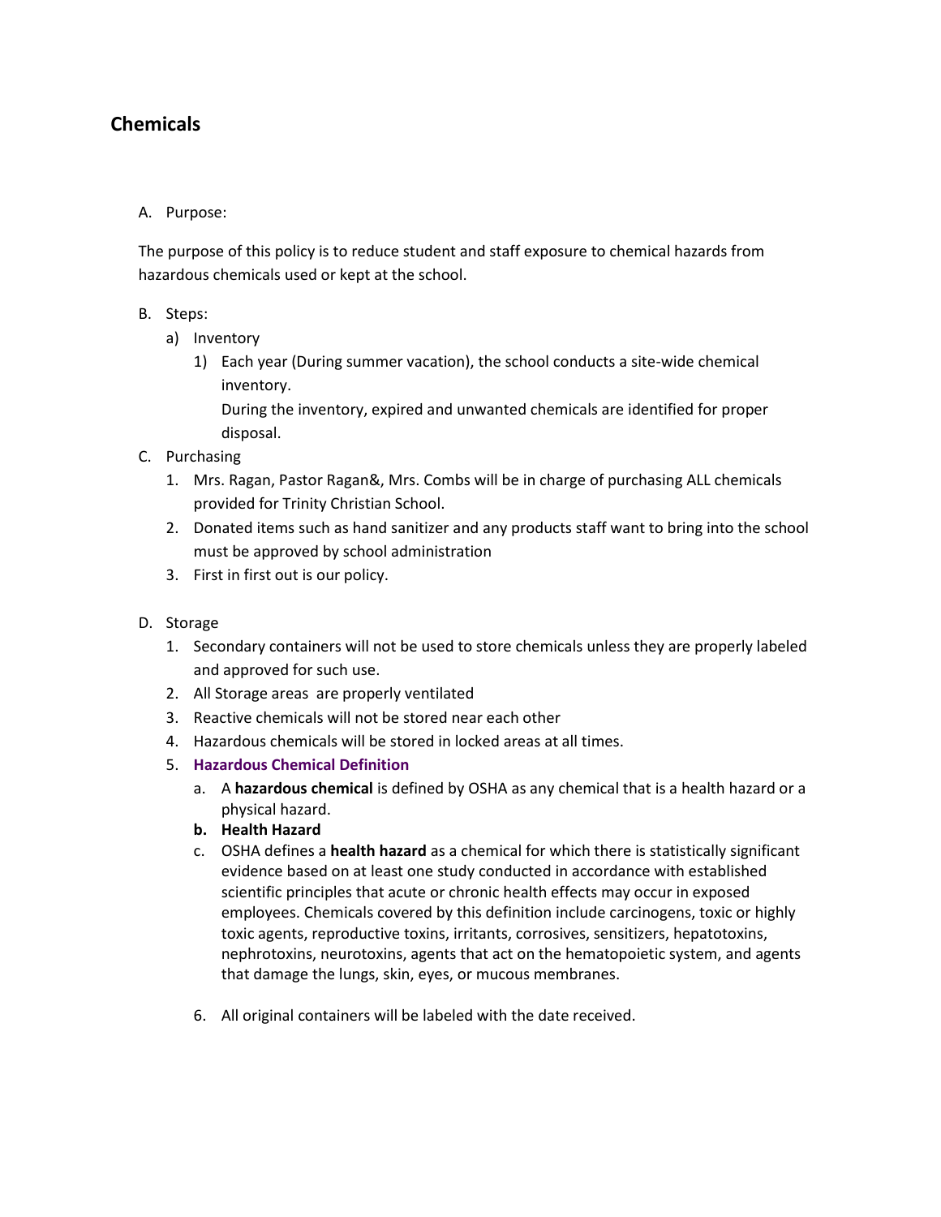# Chemicals

A. Purpose:

The purpose of this policy is to reduce student and staff exposure to chemical hazards from hazardous chemicals used or kept at the school.

B. Steps:

a) Inventory

1) Each year (During summer vacation), the school conducts a site-wide chemical inventory.
   During the inventory, expired and unwanted chemicals are identified for proper disposal.

C. Purchasing

1. Mrs. Ragan, Pastor Ragan&, Mrs. Combs will be in charge of purchasing ALL chemicals provided for Trinity Christian School.
2. Donated items such as hand sanitizer and any products staff want to bring into the school must be approved by school administration
3. First in first out is our policy.

D. Storage

1. Secondary containers will not be used to store chemicals unless they are properly labeled and approved for such use.
2. All Storage areas are properly ventilated
3. Reactive chemicals will not be stored near each other
4. Hazardous chemicals will be stored in locked areas at all times.
5. **Hazardous Chemical Definition**
   a. A **hazardous chemical** is defined by OSHA as any chemical that is a health hazard or a physical hazard.
   b. **Health Hazard**
   c. OSHA defines a **health hazard** as a chemical for which there is statistically significant evidence based on at least one study conducted in accordance with established scientific principles that acute or chronic health effects may occur in exposed employees. Chemicals covered by this definition include carcinogens, toxic or highly toxic agents, reproductive toxins, irritants, corrosives, sensitizers, hepatotoxins, nephrotoxins, neurotoxins, agents that act on the hematopoietic system, and agents that damage the lungs, skin, eyes, or mucous membranes.
6. All original containers will be labeled with the date received.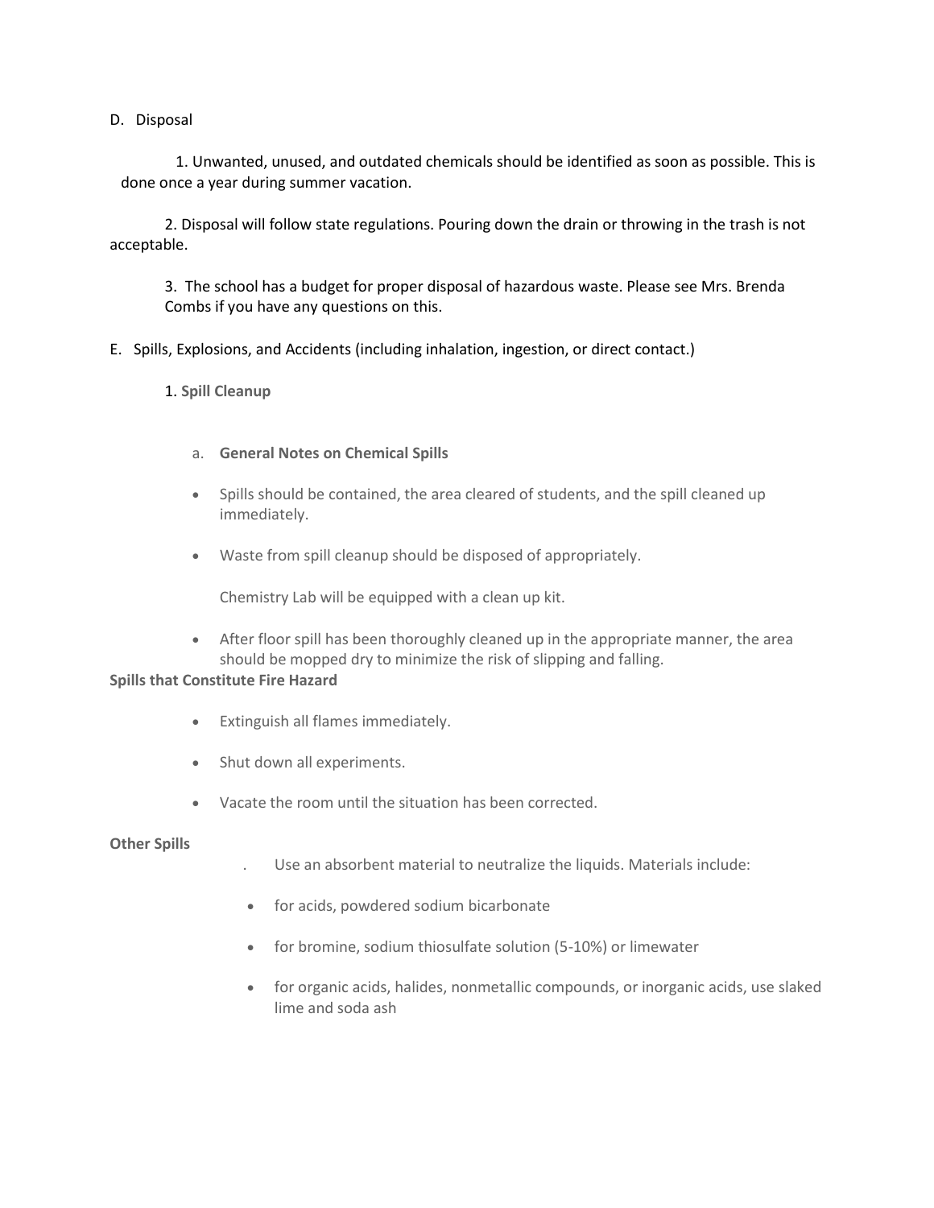D. Disposal

1. Unwanted, unused, and outdated chemicals should be identified as soon as possible. This is done once a year during summer vacation.

2. Disposal will follow state regulations. Pouring down the drain or throwing in the trash is not acceptable.

3. The school has a budget for proper disposal of hazardous waste. Please see Mrs. Brenda Combs if you have any questions on this.

E. Spills, Explosions, and Accidents (including inhalation, ingestion, or direct contact.)

1. **Spill Cleanup**

a. **General Notes on Chemical Spills**

- Spills should be contained, the area cleared of students, and the spill cleaned up immediately.
- Waste from spill cleanup should be disposed of appropriately.

  Chemistry Lab will be equipped with a clean up kit.

- After floor spill has been thoroughly cleaned up in the appropriate manner, the area should be mopped dry to minimize the risk of slipping and falling.

**Spills that Constitute Fire Hazard**

- Extinguish all flames immediately.
- Shut down all experiments.
- Vacate the room until the situation has been corrected.

**Other Spills**

. Use an absorbent material to neutralize the liquids. Materials include:

- for acids, powdered sodium bicarbonate
- for bromine, sodium thiosulfate solution (5-10%) or limewater
- for organic acids, halides, nonmetallic compounds, or inorganic acids, use slaked lime and soda ash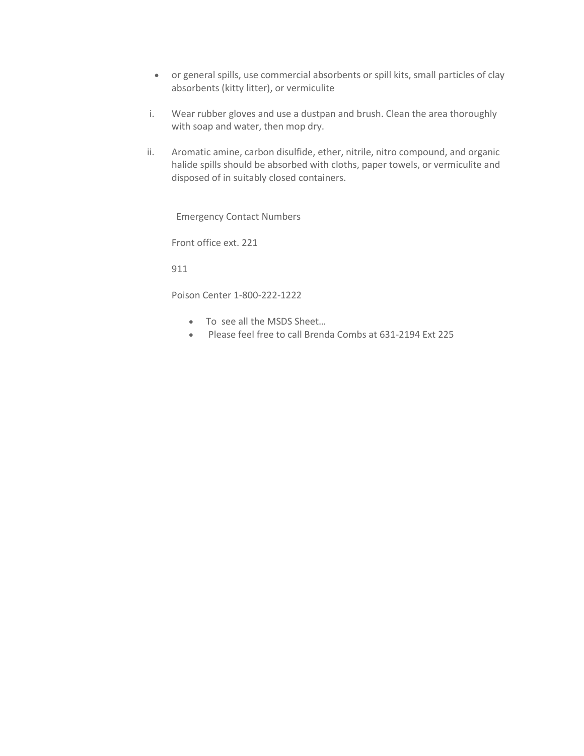- or general spills, use commercial absorbents or spill kits, small particles of clay absorbents (kitty litter), or vermiculite

i. Wear rubber gloves and use a dustpan and brush. Clean the area thoroughly with soap and water, then mop dry.

ii. Aromatic amine, carbon disulfide, ether, nitrile, nitro compound, and organic halide spills should be absorbed with cloths, paper towels, or vermiculite and disposed of in suitably closed containers.

Emergency Contact Numbers

Front office ext. 221

911

Poison Center 1-800-222-1222

- To see all the MSDS Sheet…
- Please feel free to call Brenda Combs at 631-2194 Ext 225